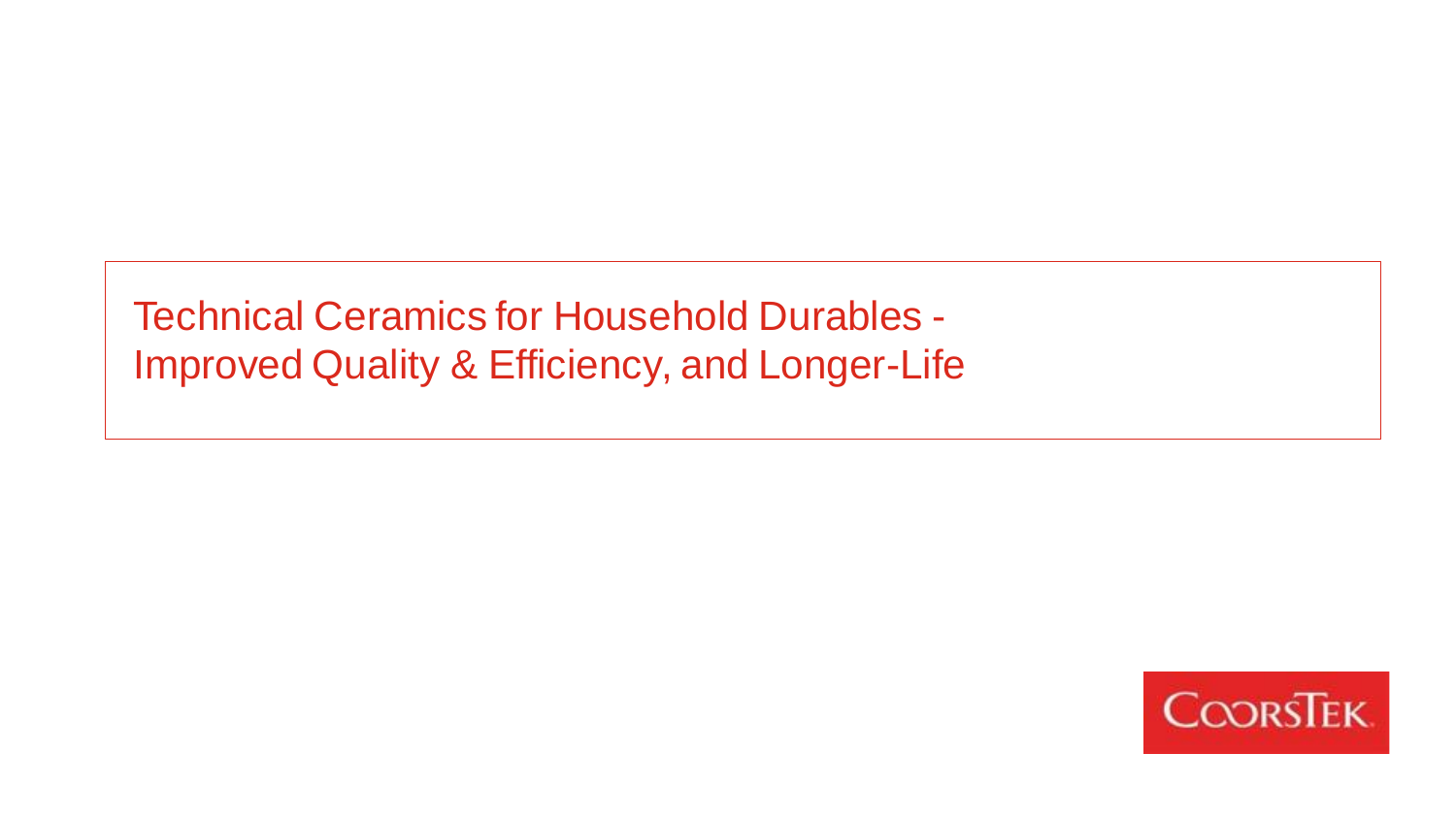# Technical Ceramics for Household Durables - Improved Quality & Efficiency, and Longer-Life

COORSTEK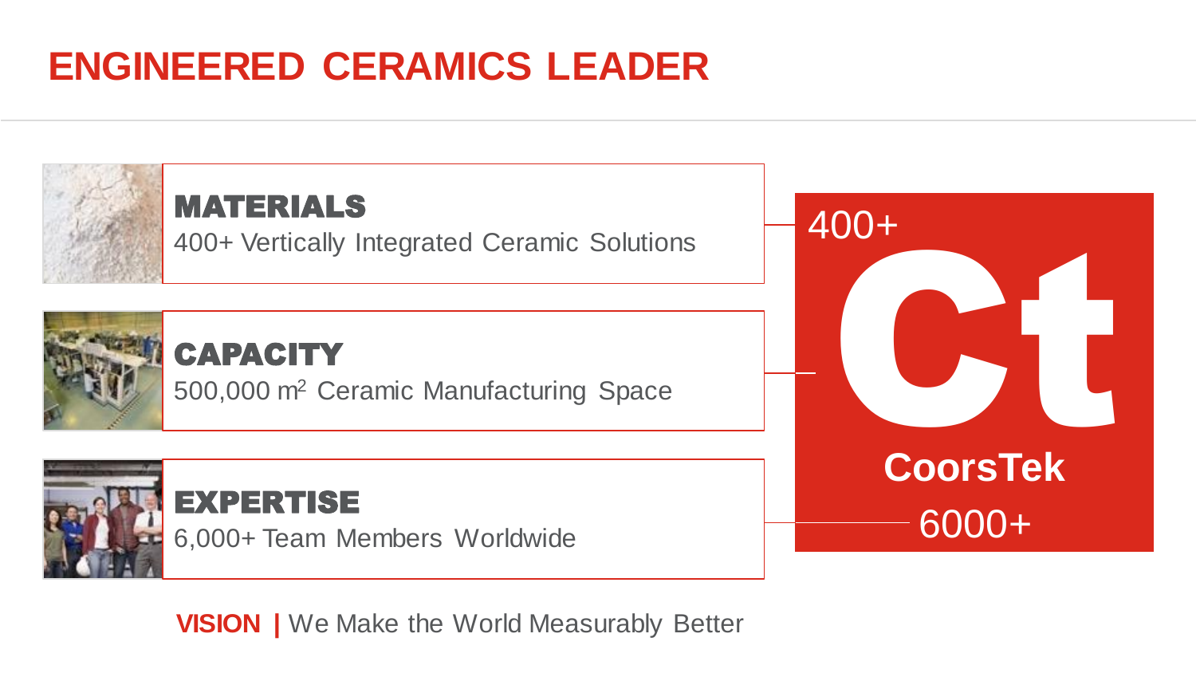# ENGINEERED CERAMICS LEADER

## MATERIALS
400+ Vertically Integrated Ceramic Solutions

## CAPACITY
500,000 $m^2$ Ceramic Manufacturing Space

## EXPERTISE
6,000+ Team Members Worldwide

400+

**Ct**

**CoorsTek**

6000+

**VISION |** We Make the World Measurably Better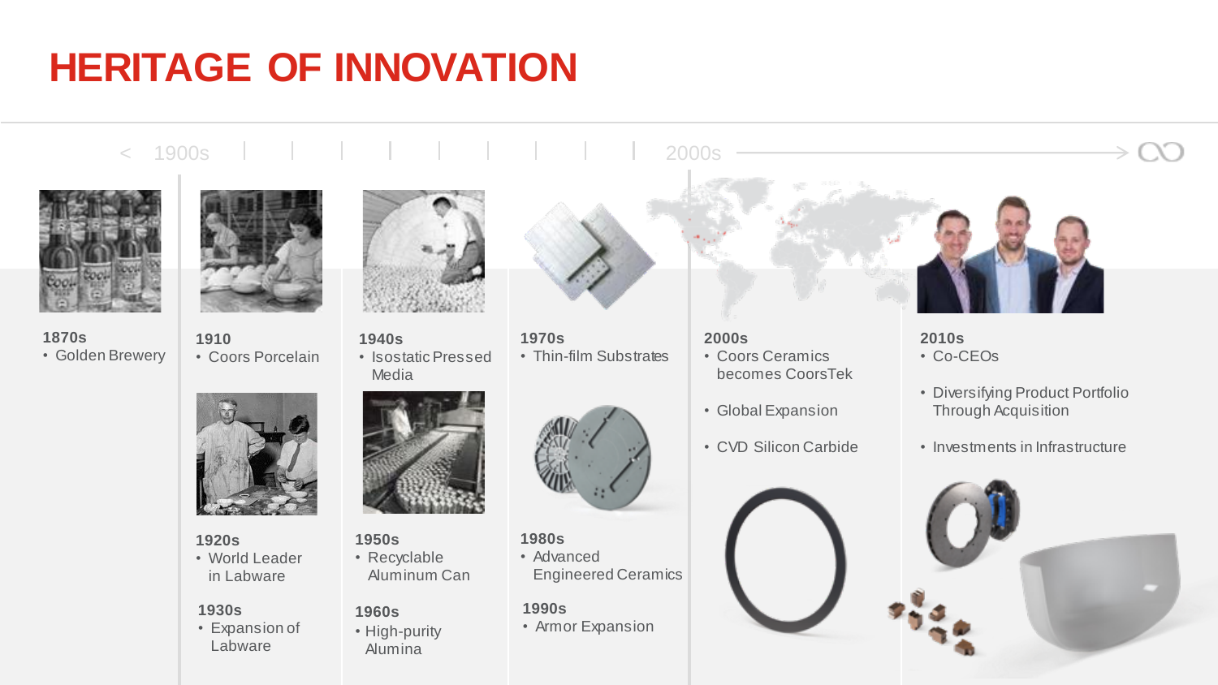# HERITAGE OF INNOVATION

< 1900s | | | | | | | | | 2000s → ∞

**1870s**
- Golden Brewery

**1910**
- Coors Porcelain

**1920s**
- World Leader in Labware

**1930s**
- Expansion of Labware

**1940s**
- Isostatic Pressed Media

**1950s**
- Recyclable Aluminum Can

**1960s**
- High-purity Alumina

**1970s**
- Thin-film Substrates

**1980s**
- Advanced Engineered Ceramics

**1990s**
- Armor Expansion

**2000s**
- Coors Ceramics becomes CoorsTek
- Global Expansion
- CVD Silicon Carbide

**2010s**
- Co-CEOs
- Diversifying Product Portfolio Through Acquisition
- Investments in Infrastructure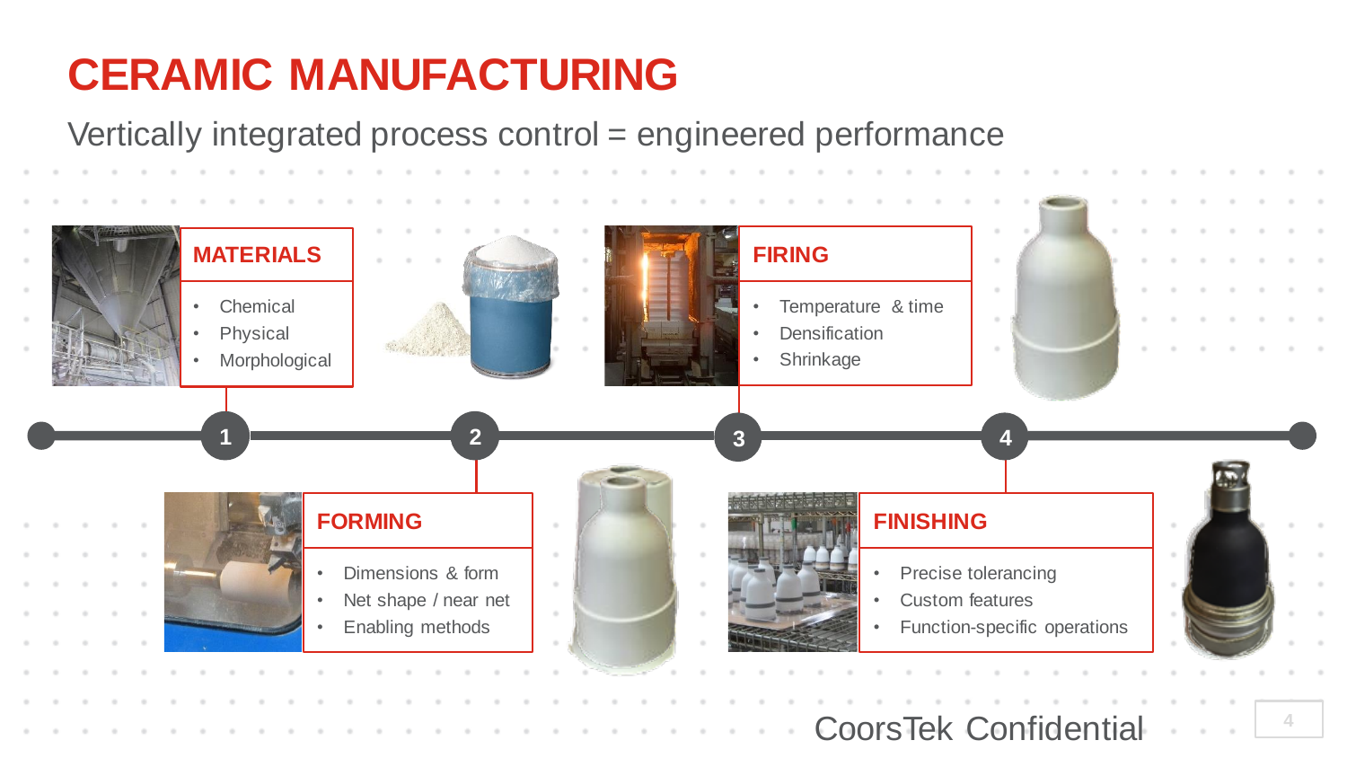# CERAMIC MANUFACTURING

Vertically integrated process control = engineered performance

## 1. MATERIALS

- Chemical
- Physical
- Morphological

## 2. FORMING

- Dimensions & form
- Net shape / near net
- Enabling methods

## 3. FIRING

- Temperature & time
- Densification
- Shrinkage

## 4. FINISHING

- Precise tolerancing
- Custom features
- Function-specific operations

CoorsTek Confidential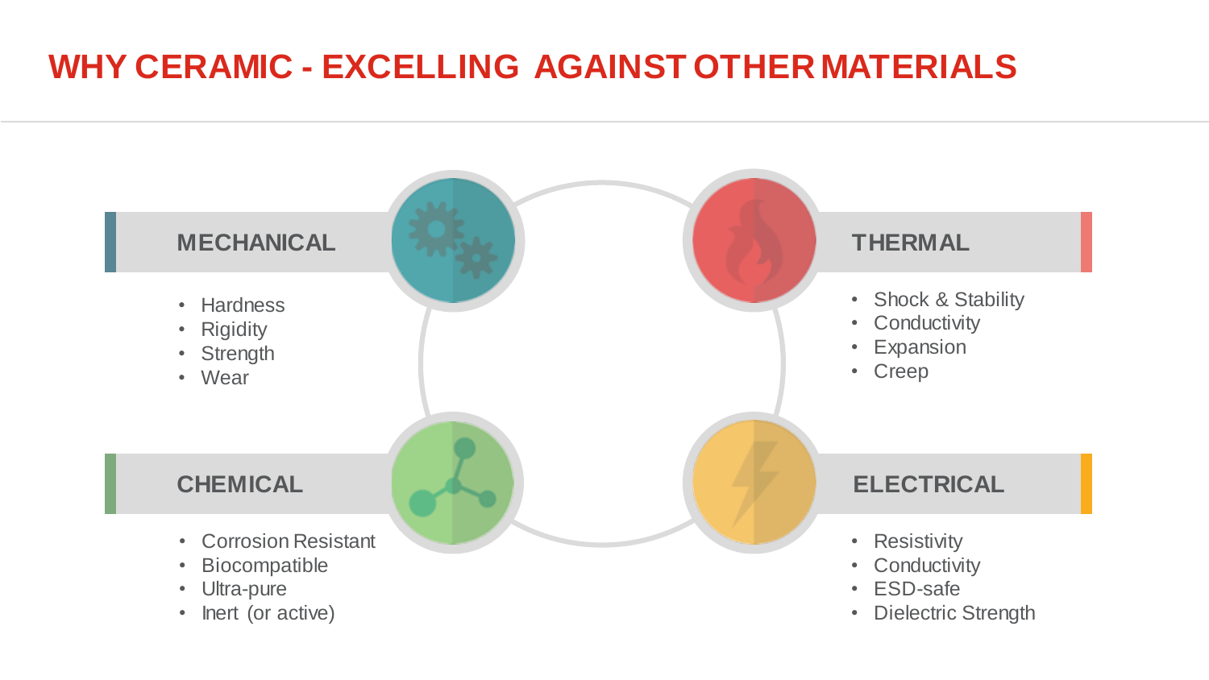# WHY CERAMIC - EXCELLING AGAINST OTHER MATERIALS

## MECHANICAL

- Hardness
- Rigidity
- Strength
- Wear

## THERMAL

- Shock & Stability
- Conductivity
- Expansion
- Creep

## CHEMICAL

- Corrosion Resistant
- Biocompatible
- Ultra-pure
- Inert (or active)

## ELECTRICAL

- Resistivity
- Conductivity
- ESD-safe
- Dielectric Strength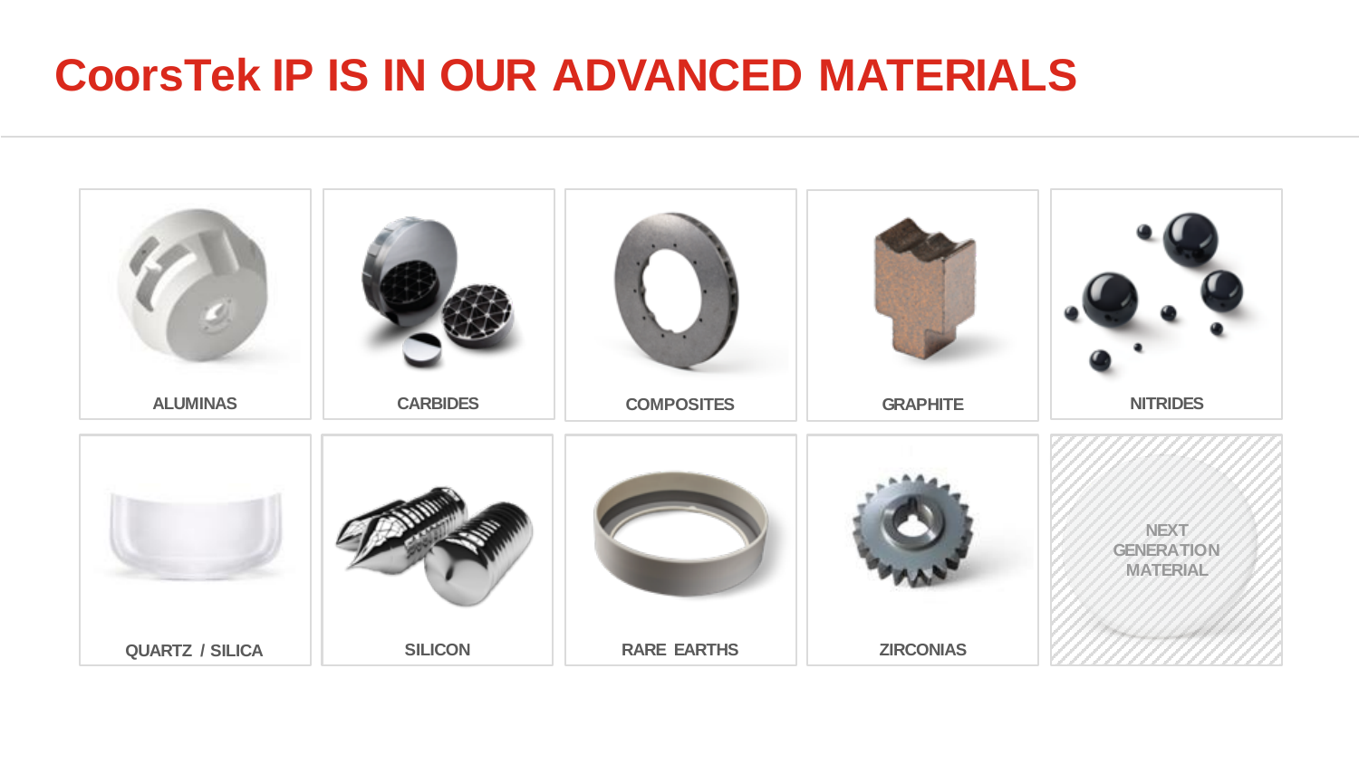# CoorsTek IP IS IN OUR ADVANCED MATERIALS

- ALUMINAS
- CARBIDES
- COMPOSITES
- GRAPHITE
- NITRIDES
- QUARTZ / SILICA
- SILICON
- RARE EARTHS
- ZIRCONIAS
- NEXT GENERATION MATERIAL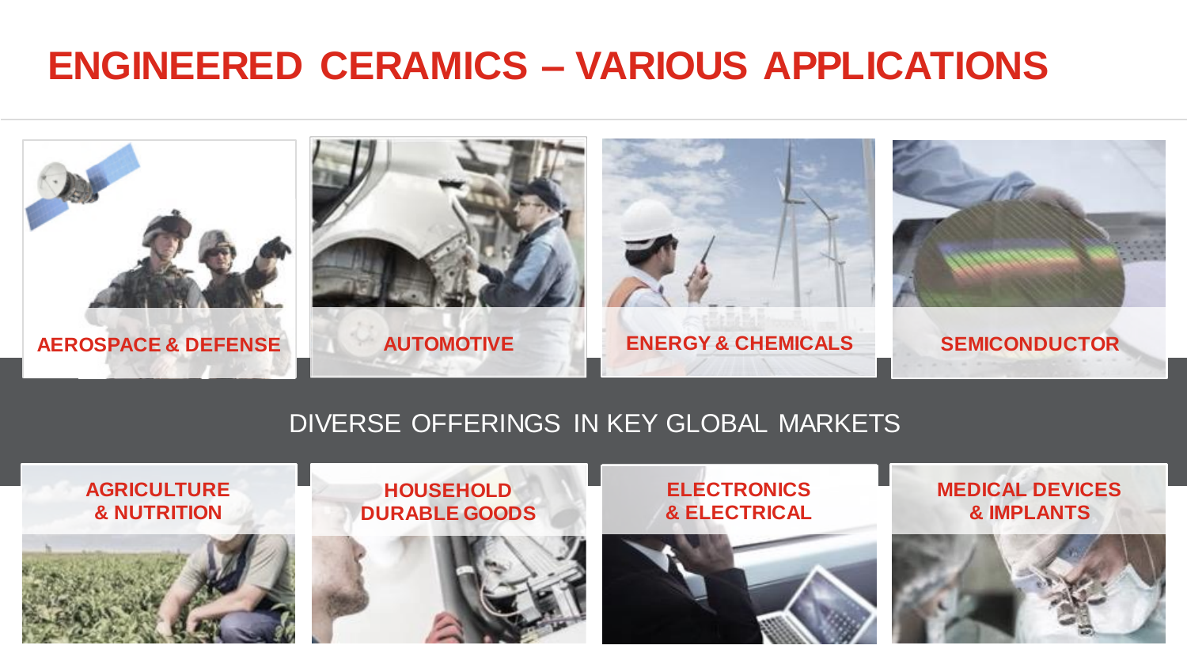# ENGINEERED CERAMICS – VARIOUS APPLICATIONS

- AEROSPACE & DEFENSE
- AUTOMOTIVE
- ENERGY & CHEMICALS
- SEMICONDUCTOR

DIVERSE OFFERINGS IN KEY GLOBAL MARKETS

- AGRICULTURE & NUTRITION
- HOUSEHOLD DURABLE GOODS
- ELECTRONICS & ELECTRICAL
- MEDICAL DEVICES & IMPLANTS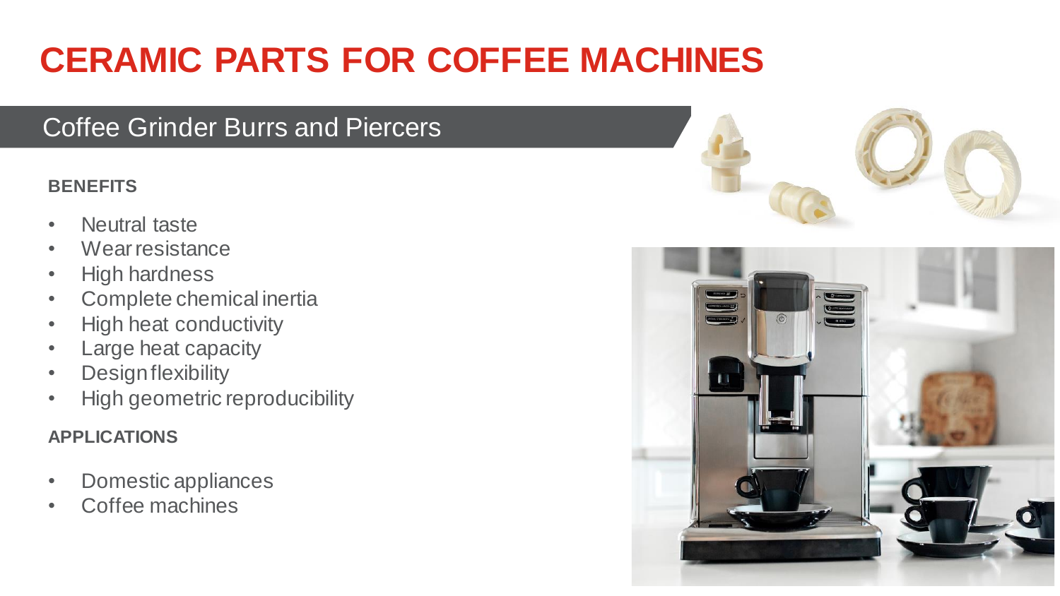# CERAMIC PARTS FOR COFFEE MACHINES

## Coffee Grinder Burrs and Piercers

**BENEFITS**

- Neutral taste
- Wear resistance
- High hardness
- Complete chemical inertia
- High heat conductivity
- Large heat capacity
- Design flexibility
- High geometric reproducibility

**APPLICATIONS**

- Domestic appliances
- Coffee machines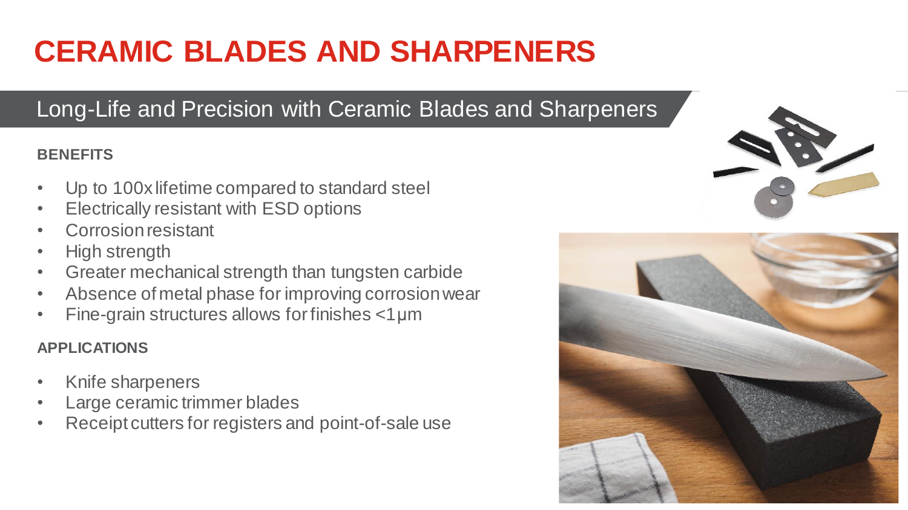# CERAMIC BLADES AND SHARPENERS

## Long-Life and Precision with Ceramic Blades and Sharpeners

**BENEFITS**

- Up to 100x lifetime compared to standard steel
- Electrically resistant with ESD options
- Corrosion resistant
- High strength
- Greater mechanical strength than tungsten carbide
- Absence of metal phase for improving corrosion wear
- Fine-grain structures allows for finishes <1µm

**APPLICATIONS**

- Knife sharpeners
- Large ceramic trimmer blades
- Receipt cutters for registers and point-of-sale use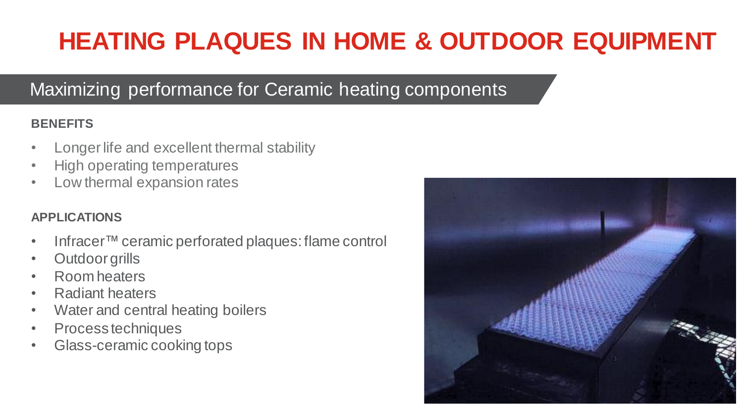# HEATING PLAQUES IN HOME & OUTDOOR EQUIPMENT

## Maximizing performance for Ceramic heating components

**BENEFITS**

- Longer life and excellent thermal stability
- High operating temperatures
- Low thermal expansion rates

**APPLICATIONS**

- Infracer™ ceramic perforated plaques: flame control
- Outdoor grills
- Room heaters
- Radiant heaters
- Water and central heating boilers
- Process techniques
- Glass-ceramic cooking tops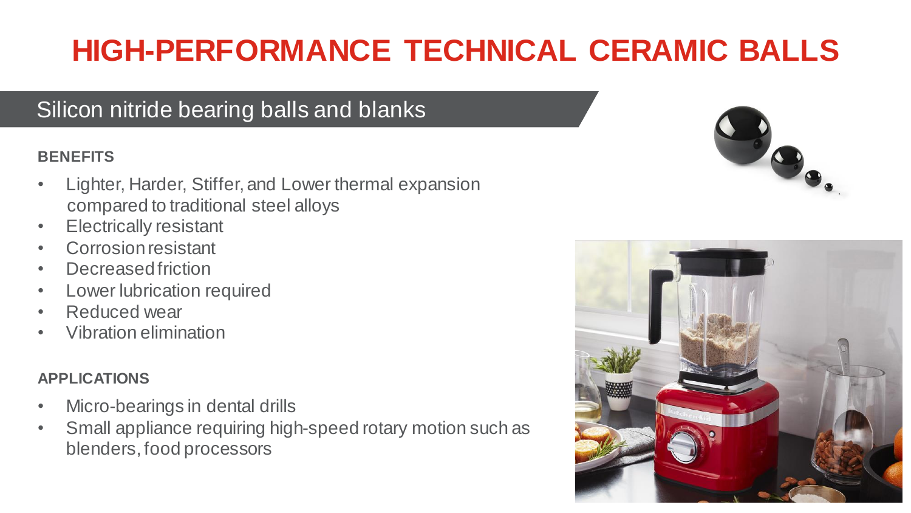# HIGH-PERFORMANCE TECHNICAL CERAMIC BALLS

## Silicon nitride bearing balls and blanks

**BENEFITS**

- Lighter, Harder, Stiffer, and Lower thermal expansion compared to traditional steel alloys
- Electrically resistant
- Corrosion resistant
- Decreased friction
- Lower lubrication required
- Reduced wear
- Vibration elimination

**APPLICATIONS**

- Micro-bearings in dental drills
- Small appliance requiring high-speed rotary motion such as blenders, food processors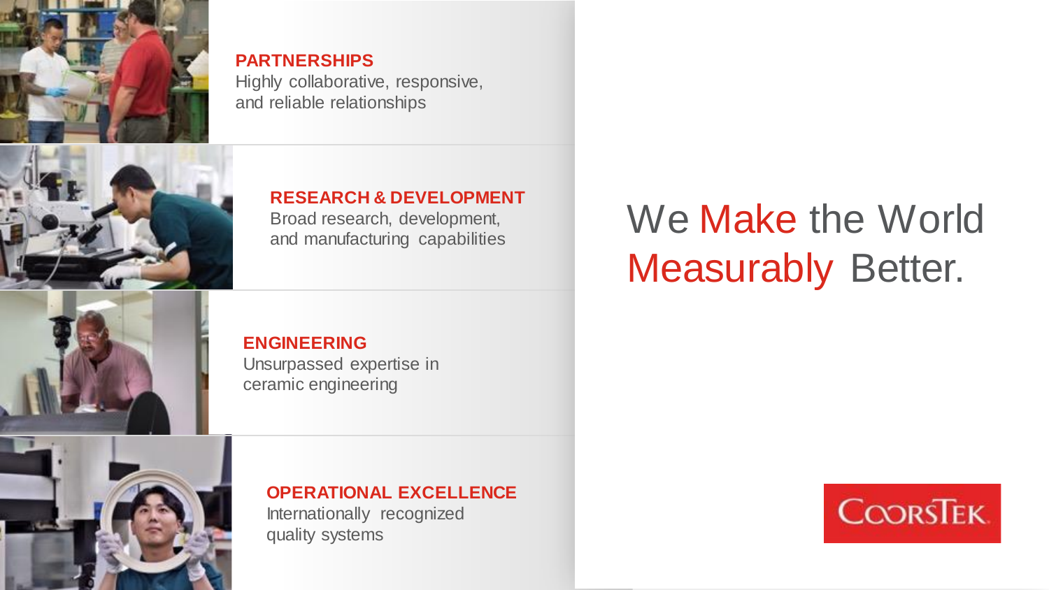**PARTNERSHIPS**
Highly collaborative, responsive, and reliable relationships

**RESEARCH & DEVELOPMENT**
Broad research, development, and manufacturing capabilities

**ENGINEERING**
Unsurpassed expertise in ceramic engineering

**OPERATIONAL EXCELLENCE**
Internationally recognized quality systems

# We Make the World Measurably Better.

COORSTEK